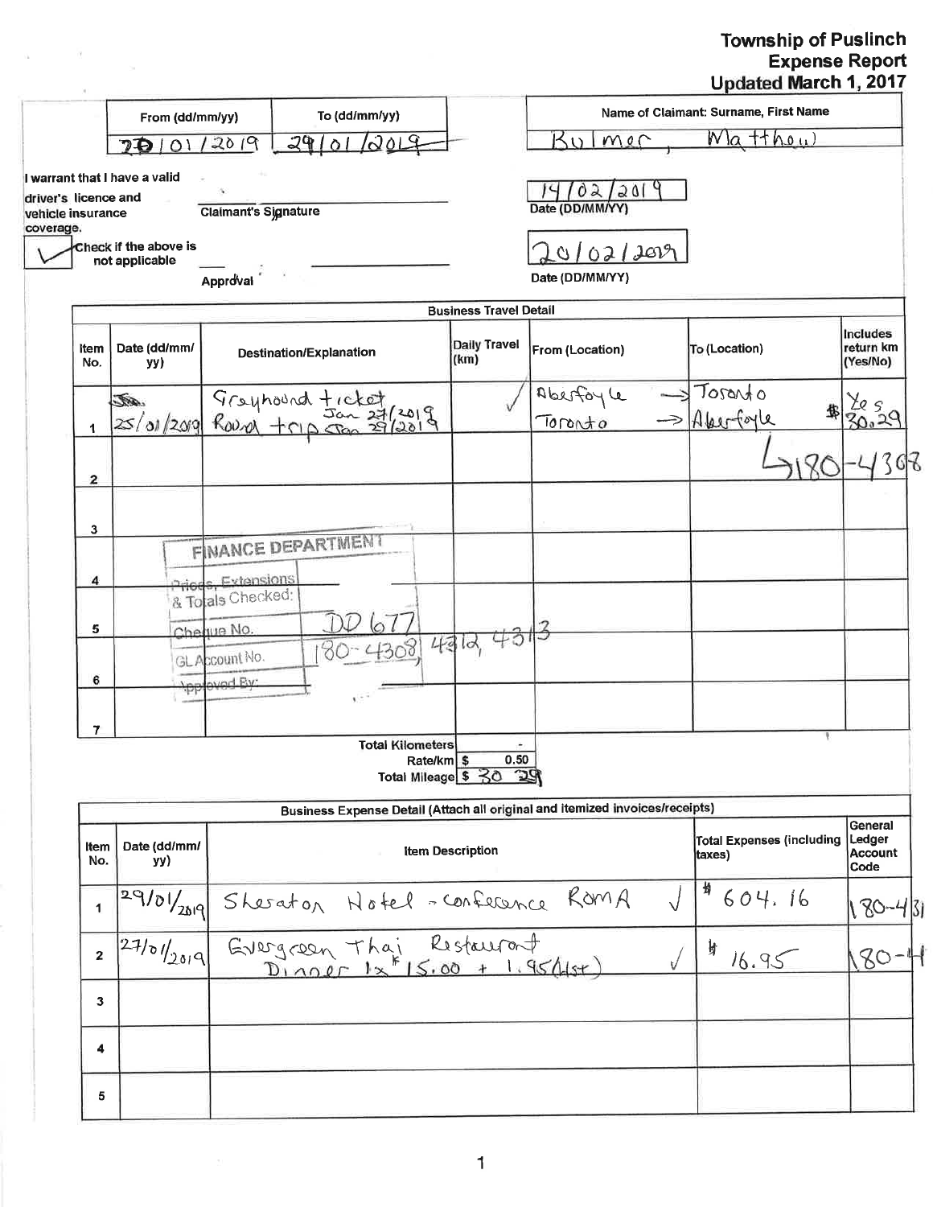# Township of Puslinch
## Expense Report
### Updated March 1, 2017

| From (dd/mm/yy) | To (dd/mm/yy) |
|---|---|
| 20/01/2019 | 29/01/2019 |

**Name of Claimant: Surname, First Name:** Bulmer, Matthew

I warrant that I have a valid driver's licence and vehicle insurance coverage.

✓ Check if the above is not applicable

Claimant's Signature — Date (DD/MM/YY): 14/02/2019

Approval — Date (DD/MM/YY): 20/02/2019

## Business Travel Detail

| Item No. | Date (dd/mm/yy) | Destination/Explanation | Daily Travel (km) | From (Location) | To (Location) | Includes return km (Yes/No) |
|---|---|---|---|---|---|---|
| 1 | 25/01/2019 | Greyhound ticket Round trip Jan 27/2019 Jan 29/2019 | ✓ | Aberfoyle / Toronto | → Toronto / → Aberfoyle $30.29 | Yes |
| 2 | | | | | 180-4308 | |
| 3 | | | | | | |
| 4 | | | | | | |
| 5 | | | | | | |
| 6 | | | | | | |
| 7 | | | | | | |

FINANCE DEPARTMENT
Prices, Extensions & Totals Checked:
Cheque No. DD 677
GL Account No. 180-4308, 4312, 4313
Approved By:

| | |
|---|---|
| Total Kilometers | - |
| Rate/km | $ 0.50 |
| Total Mileage | $ 30.29 |

## Business Expense Detail (Attach all original and itemized invoices/receipts)

| Item No. | Date (dd/mm/yy) | Item Description | Total Expenses (including taxes) | General Ledger Account Code |
|---|---|---|---|---|
| 1 | 29/01/2019 | Sheraton Hotel - Conference ROMA ✓ | $ 604.16 | 180-431 |
| 2 | 27/01/2019 | Evergreen Thai Restaurant Dinner 1x $15.00 + 1.95(HST) ✓ | $ 16.95 | 180-4 |
| 3 | | | | |
| 4 | | | | |
| 5 | | | | |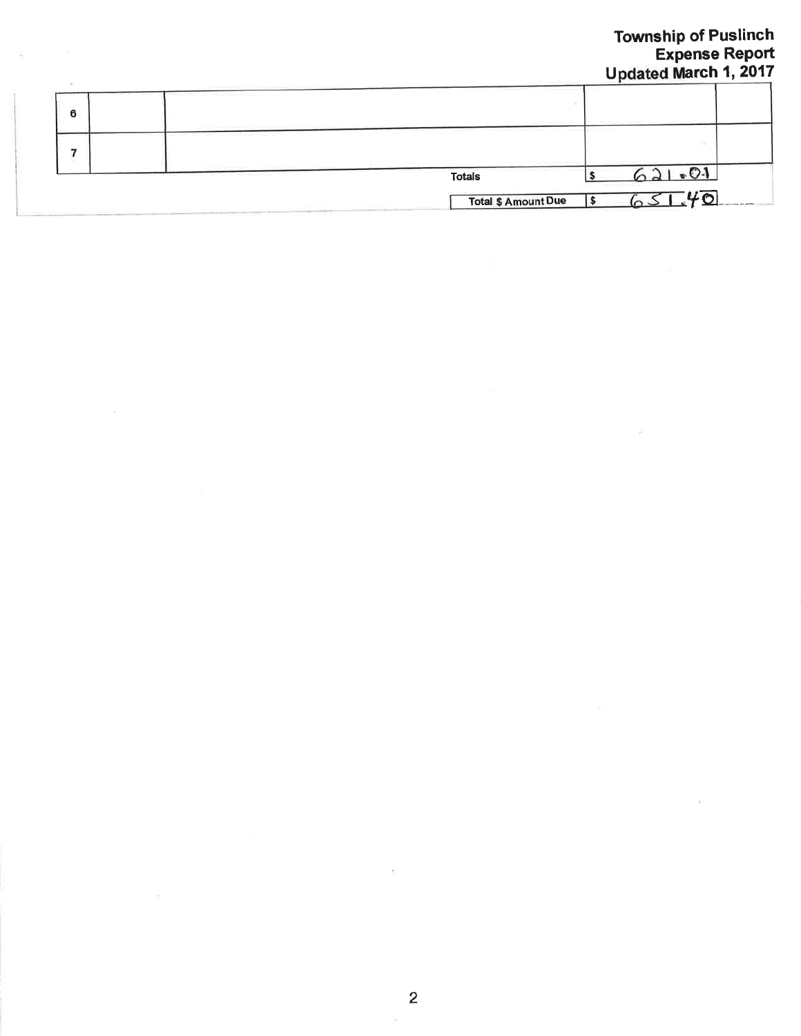**Township of Puslinch**
**Expense Report**
**Updated March 1, 2017**

| | | | | |
|---|---|---|---|---|
| 6 | | | | |
| 7 | | | | |
| | | Totals | $ 621.01 | |
| | | Total $ Amount Due | $ 651.40 | |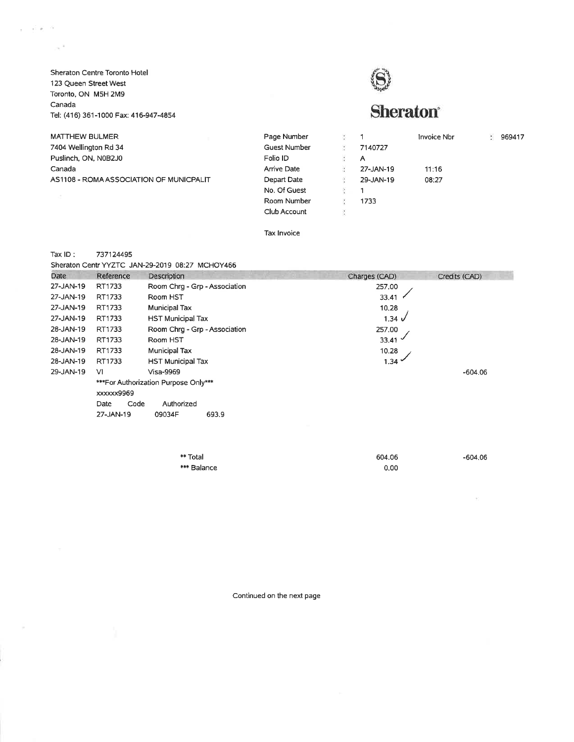Sheraton Centre Toronto Hotel
123 Queen Street West
Toronto, ON M5H 2M9
Canada
Tel: (416) 361-1000 Fax: 416-947-4854

**Sheraton**

MATTHEW BULMER
7404 Wellington Rd 34
Puslinch, ON, N0B2J0
Canada
AS1108 - ROMA ASSOCIATION OF MUNICPALIT

| | | | | |
|---|---|---|---|---|
| Page Number | : | 1 | Invoice Nbr | : 969417 |
| Guest Number | : | 7140727 | | |
| Folio ID | : | A | | |
| Arrive Date | : | 27-JAN-19 | 11:16 | |
| Depart Date | : | 29-JAN-19 | 08:27 | |
| No. Of Guest | : | 1 | | |
| Room Number | : | 1733 | | |
| Club Account | : | | | |

Tax Invoice

Tax ID : 737124495
Sheraton Centr YYZTC JAN-29-2019 08:27 MCHOY466

| Date | Reference | Description | Charges (CAD) | Credits (CAD) |
|---|---|---|---|---|
| 27-JAN-19 | RT1733 | Room Chrg - Grp - Association | 257.00 | |
| 27-JAN-19 | RT1733 | Room HST | 33.41 | |
| 27-JAN-19 | RT1733 | Municipal Tax | 10.28 | |
| 27-JAN-19 | RT1733 | HST Municipal Tax | 1.34 | |
| 28-JAN-19 | RT1733 | Room Chrg - Grp - Association | 257.00 | |
| 28-JAN-19 | RT1733 | Room HST | 33.41 | |
| 28-JAN-19 | RT1733 | Municipal Tax | 10.28 | |
| 28-JAN-19 | RT1733 | HST Municipal Tax | 1.34 | |
| 29-JAN-19 | VI | Visa-9969 | | -604.06 |

***For Authorization Purpose Only***
xxxxxx9969

| Date | Code | Authorized |
|---|---|---|
| 27-JAN-19 | 09034F | 693.9 |

| | Charges (CAD) | Credits (CAD) |
|---|---|---|
| ** Total | 604.06 | -604.06 |
| *** Balance | 0.00 | |

Continued on the next page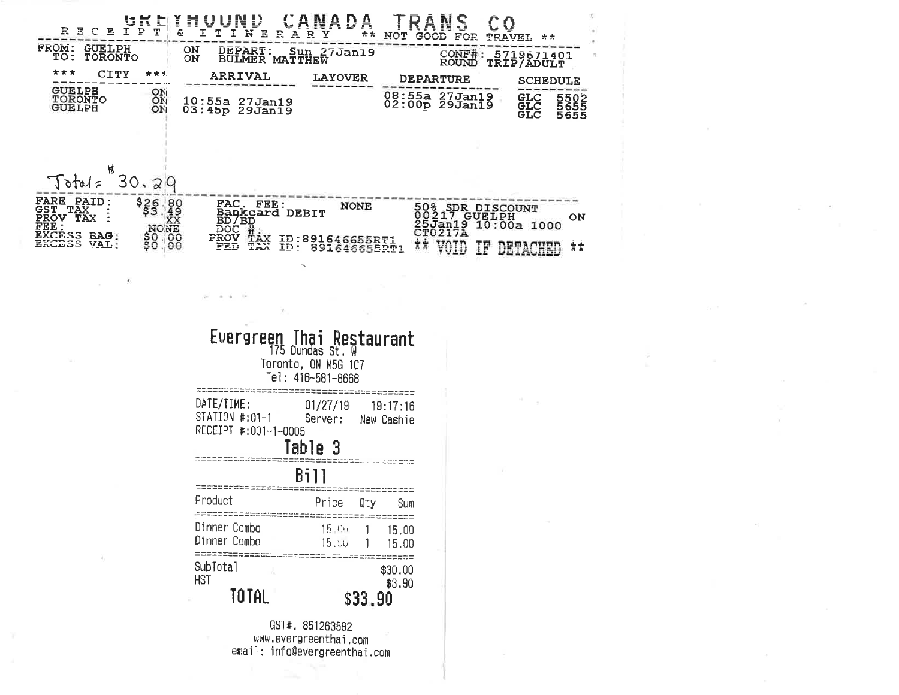# GREYHOUND CANADA TRANS CO

RECEIPT & ITINERARY ** NOT GOOD FOR TRAVEL **

FROM: GUELPH ON DEPART: Sun 27Jan19 CONF#: 5719671401
TO: TORONTO ON BULMER MATTHEW ROUND TRIP/ADULT

| *** CITY *** | | ARRIVAL | LAYOVER | DEPARTURE | SCHEDULE | |
|---|---|---|---|---|---|---|
| GUELPH | ON | | | 08:55a 27Jan19 | GLC | 5502 |
| TORONTO | ON | 10:55a 27Jan19 | | 02:00p 29Jan19 | GLC | 5655 |
| GUELPH | ON | 03:45p 29Jan19 | | | GLC | 5655 |

Total = $30.29

| | |
|---|---|
| FARE PAID: | $26.80 |
| GST TAX: | $3.49 |
| PROV TAX: | XX |
| FEE: | NONE |
| EXCESS BAG: | $0.00 |
| EXCESS VAL: | $0.00 |

FAC. FEE: NONE
Bankcard DEBIT
BD/BD
DOC #:
PROV TAX ID:891646655RT1
FED TAX ID: 891646655RT1

50% SDR DISCOUNT
00217 GUELPH ON
25Jan19 10:00a 1000
CT0217A
** VOID IF DETACHED **

# Evergreen Thai Restaurant

175 Dundas St. W
Toronto, ON M5G 1C7
Tel: 416-581-8668

DATE/TIME: 01/27/19 19:17:16
STATION #:01-1 Server: New Cashie
RECEIPT #:001-1-0005

## Table 3

## Bill

| Product | Price | Qty | Sum |
|---|---|---|---|
| Dinner Combo | 15.00 | 1 | 15.00 |
| Dinner Combo | 15.00 | 1 | 15.00 |

SubTotal $30.00
HST $3.90
**TOTAL $33.90**

GST#. 851263582
www.evergreenthai.com
email: info@evergreenthai.com